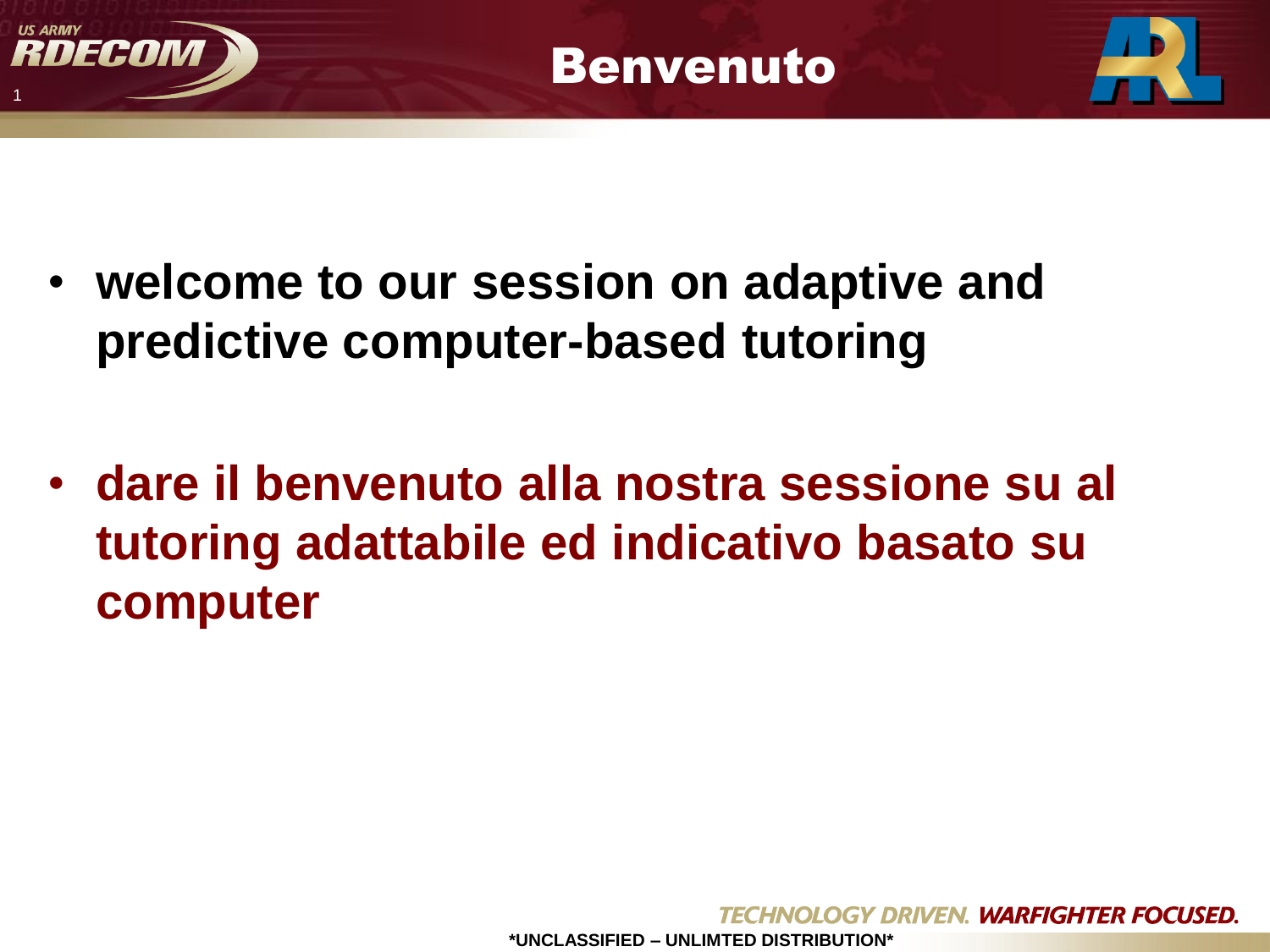# Benvenuto

- **welcome to our session on adaptive and predictive computer-based tutoring**

- **dare il benvenuto alla nostra sessione su al tutoring adattabile ed indicativo basato su computer**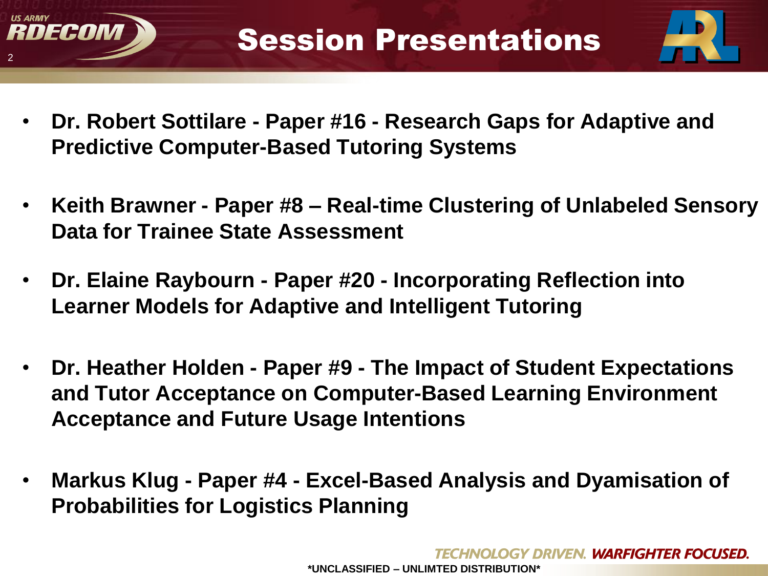# Session Presentations

- **Dr. Robert Sottilare - Paper #16 - Research Gaps for Adaptive and Predictive Computer-Based Tutoring Systems**
- **Keith Brawner - Paper #8 – Real-time Clustering of Unlabeled Sensory Data for Trainee State Assessment**
- **Dr. Elaine Raybourn - Paper #20 - Incorporating Reflection into Learner Models for Adaptive and Intelligent Tutoring**
- **Dr. Heather Holden - Paper #9 - The Impact of Student Expectations and Tutor Acceptance on Computer-Based Learning Environment Acceptance and Future Usage Intentions**
- **Markus Klug - Paper #4 - Excel-Based Analysis and Dyamisation of Probabilities for Logistics Planning**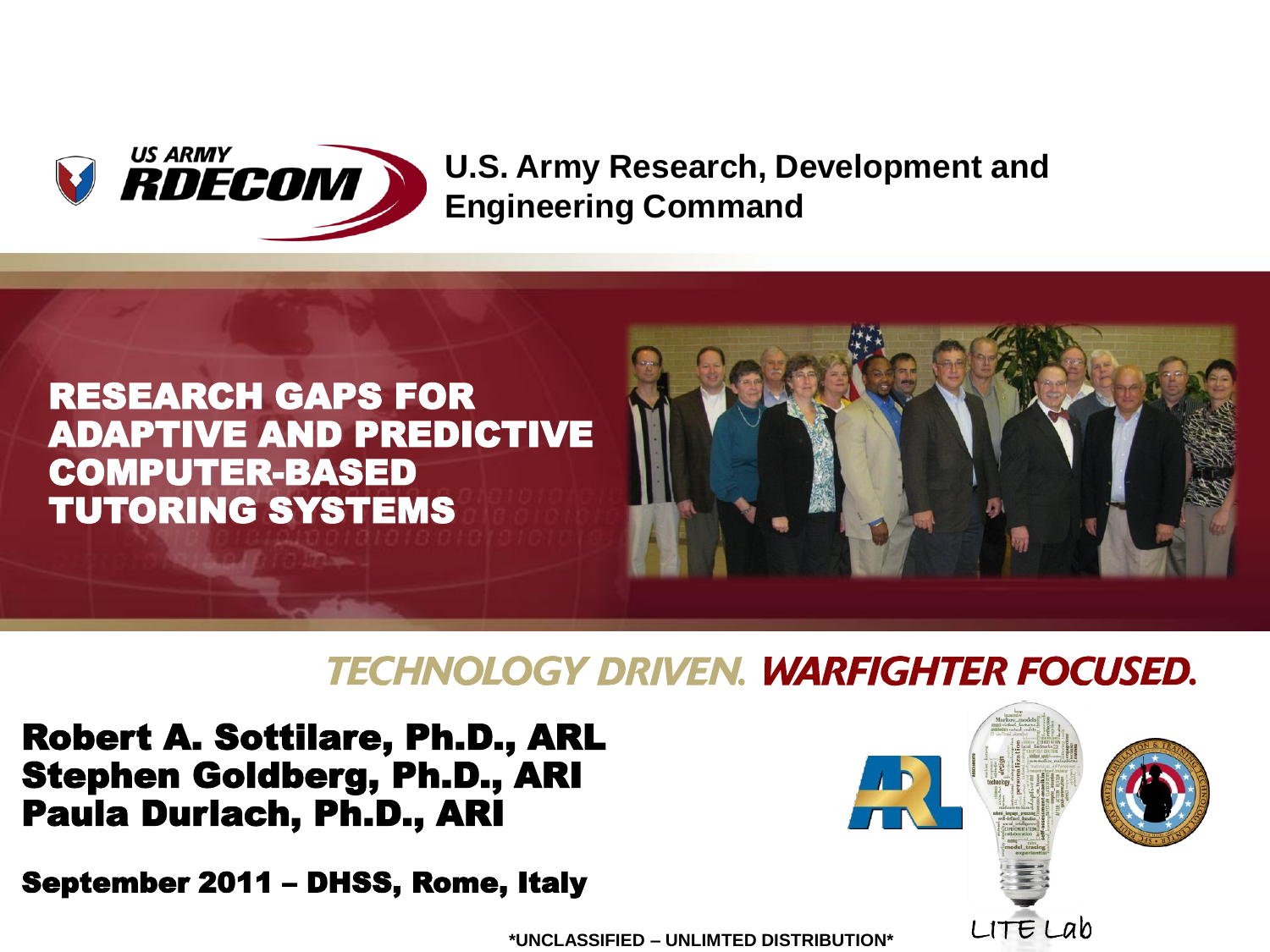**US ARMY RDECOM**

**U.S. Army Research, Development and Engineering Command**

# RESEARCH GAPS FOR ADAPTIVE AND PREDICTIVE COMPUTER-BASED TUTORING SYSTEMS

TECHNOLOGY DRIVEN. WARFIGHTER FOCUSED.

**Robert A. Sottilare, Ph.D., ARL**
**Stephen Goldberg, Ph.D., ARI**
**Paula Durlach, Ph.D., ARI**

**September 2011 – DHSS, Rome, Italy**

LITE Lab

*UNCLASSIFIED – UNLIMTED DISTRIBUTION*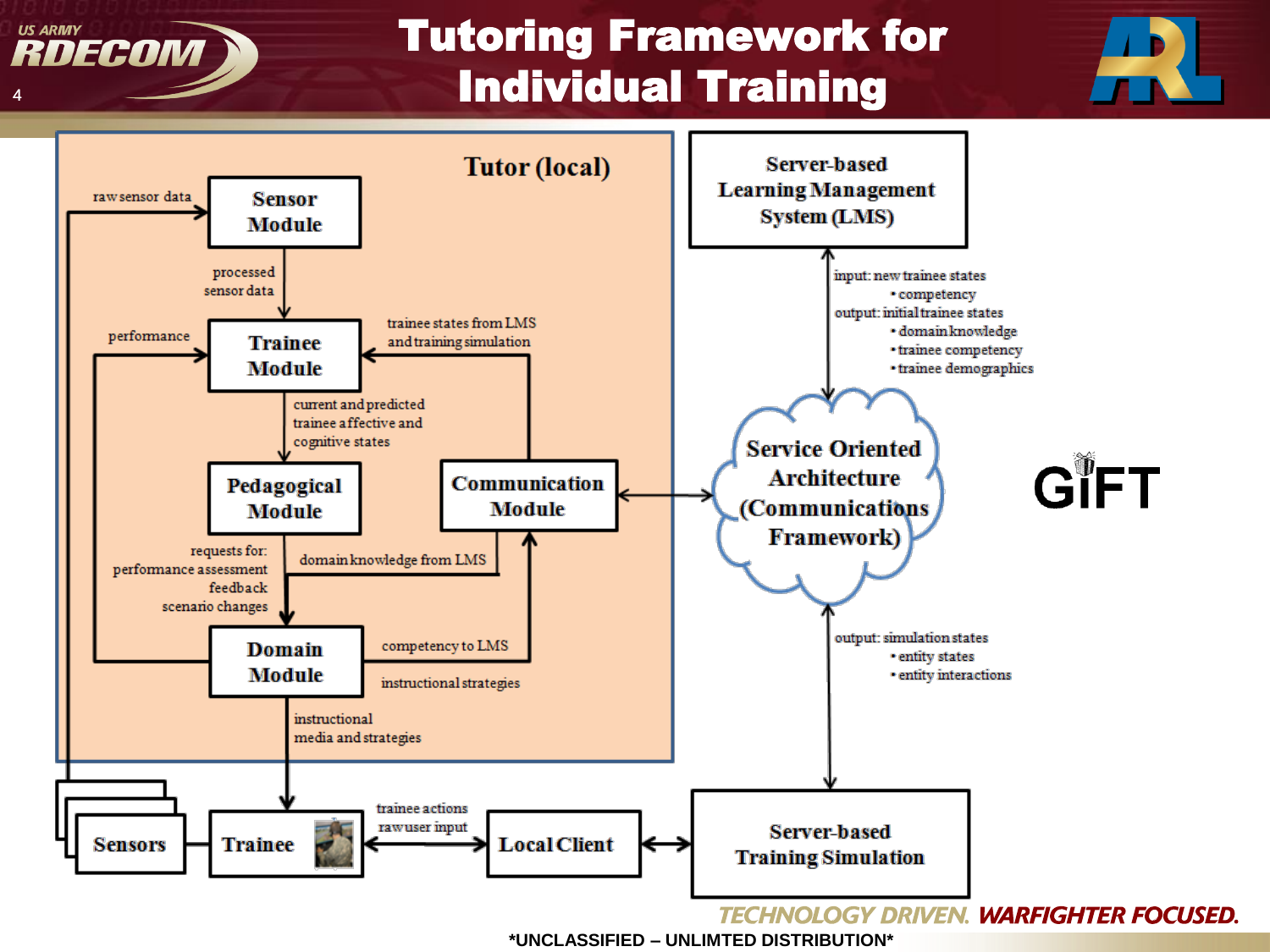# Tutoring Framework for Individual Training

**Tutor (local)**

- **Sensor Module** ← raw sensor data
  - processed sensor data → **Trainee Module**
- **Trainee Module** ← performance; ← trainee states from LMS and training simulation
  - current and predicted trainee affective and cognitive states → **Pedagogical Module**
- **Pedagogical Module**
  - requests for: performance assessment, feedback, scenario changes → **Domain Module**
  - domain knowledge from LMS (from Communication Module)
- **Domain Module**
  - competency to LMS → **Communication Module**
  - instructional strategies
  - instructional media and strategies → **Trainee**
- **Communication Module** ↔ **Service Oriented Architecture (Communications Framework)**

**Server-based Learning Management System (LMS)** ↔ Service Oriented Architecture
- input: new trainee states
  - competency
- output: initial trainee states
  - domain knowledge
  - trainee competency
  - trainee demographics

**Service Oriented Architecture (Communications Framework)** ↔ **Server-based Training Simulation**
- output: simulation states
  - entity states
  - entity interactions

**GIFT**

**Sensors** — **Trainee** — trainee actions, raw user input ↔ **Local Client** ↔ **Server-based Training Simulation**

TECHNOLOGY DRIVEN. WARFIGHTER FOCUSED.

*UNCLASSIFIED – UNLIMTED DISTRIBUTION*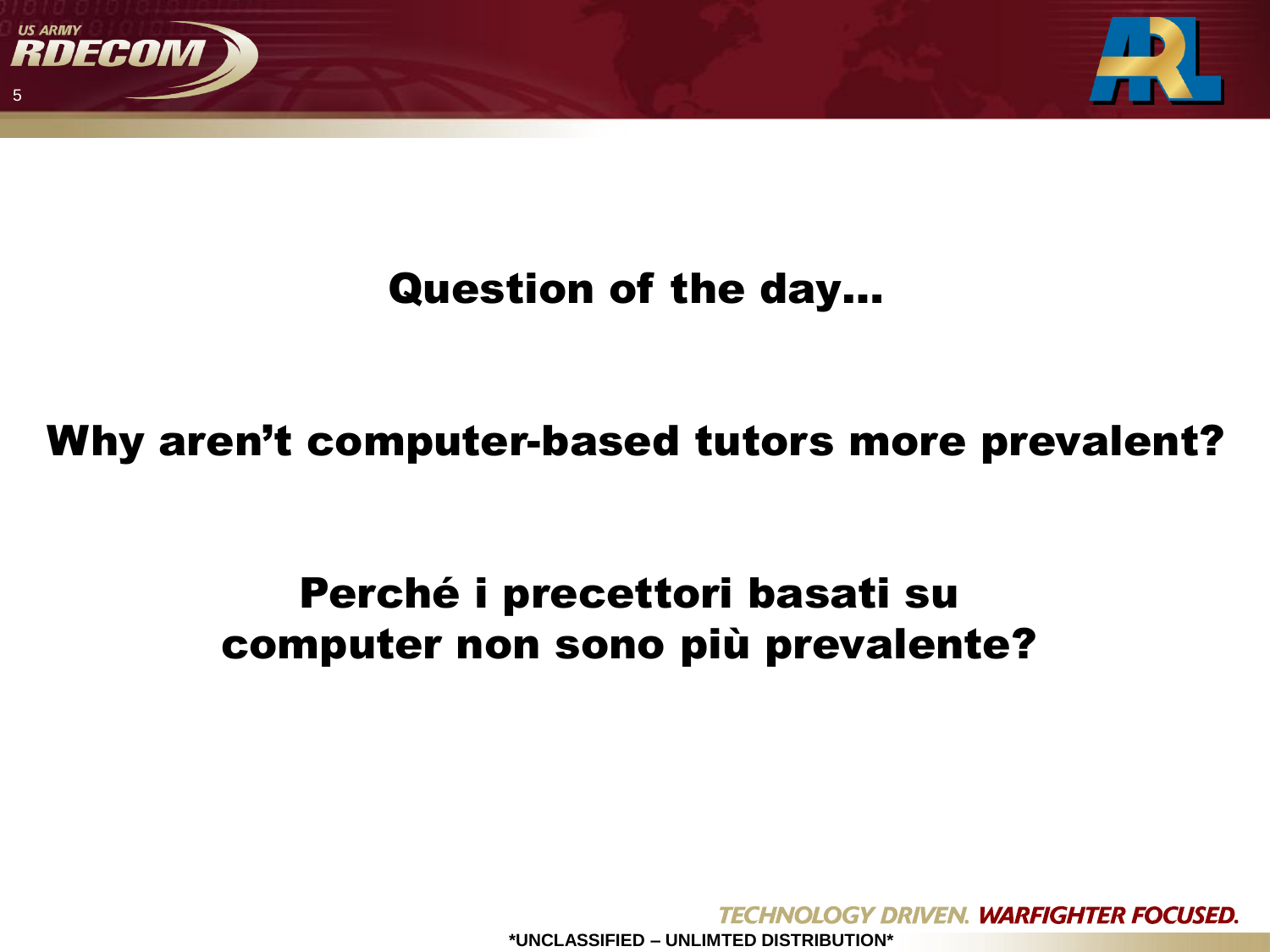## Question of the day…

**Why aren't computer-based tutors more prevalent?**

**Perché i precettori basati su computer non sono più prevalente?**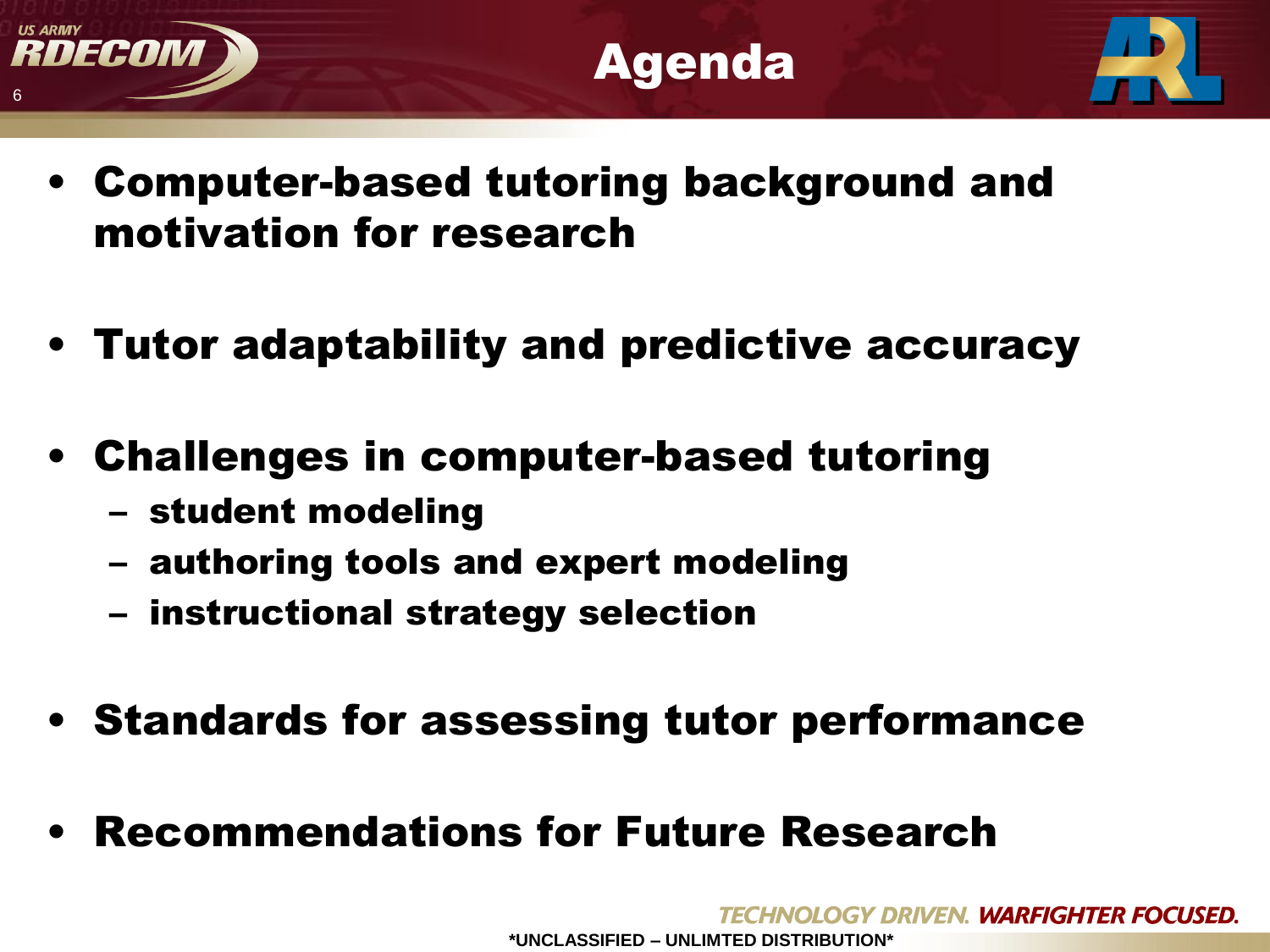# Agenda

- **Computer-based tutoring background and motivation for research**
- **Tutor adaptability and predictive accuracy**
- **Challenges in computer-based tutoring**
  - **student modeling**
  - **authoring tools and expert modeling**
  - **instructional strategy selection**
- **Standards for assessing tutor performance**
- **Recommendations for Future Research**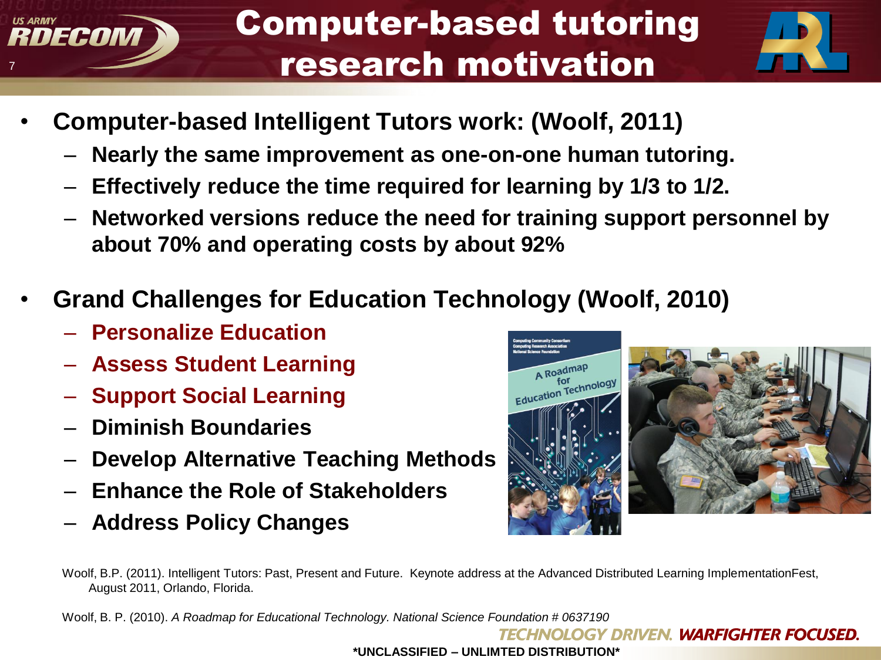# Computer-based tutoring research motivation

- **Computer-based Intelligent Tutors work: (Woolf, 2011)**
  - **Nearly the same improvement as one-on-one human tutoring.**
  - **Effectively reduce the time required for learning by 1/3 to 1/2.**
  - **Networked versions reduce the need for training support personnel by about 70% and operating costs by about 92%**

- **Grand Challenges for Education Technology (Woolf, 2010)**
  - **Personalize Education**
  - **Assess Student Learning**
  - **Support Social Learning**
  - **Diminish Boundaries**
  - **Develop Alternative Teaching Methods**
  - **Enhance the Role of Stakeholders**
  - **Address Policy Changes**

Woolf, B.P. (2011). Intelligent Tutors: Past, Present and Future. Keynote address at the Advanced Distributed Learning ImplementationFest, August 2011, Orlando, Florida.

Woolf, B. P. (2010). *A Roadmap for Educational Technology. National Science Foundation # 0637190*

**\*UNCLASSIFIED – UNLIMTED DISTRIBUTION\***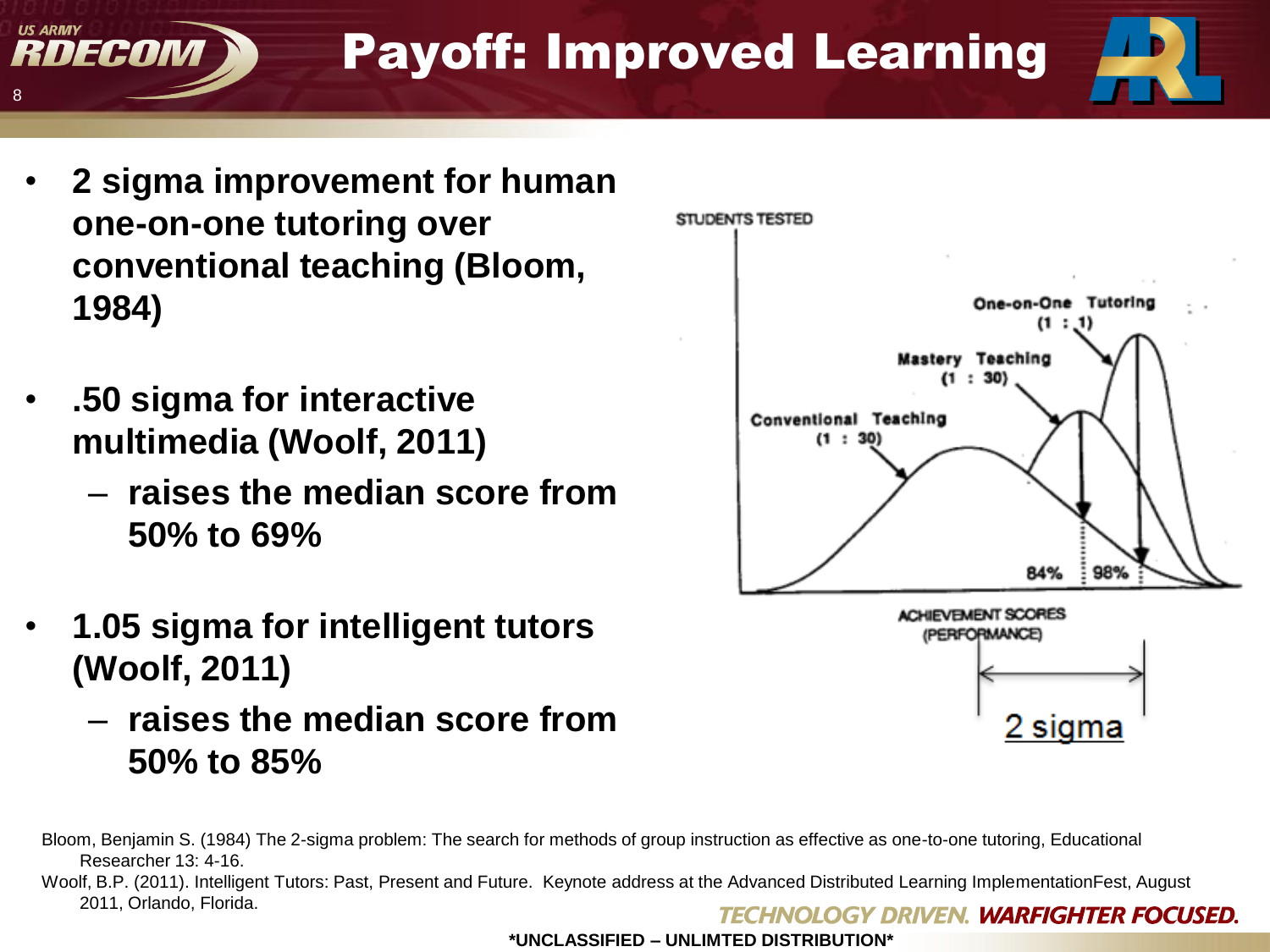# Payoff: Improved Learning

- **2 sigma improvement for human one-on-one tutoring over conventional teaching (Bloom, 1984)**
- **.50 sigma for interactive multimedia (Woolf, 2011)**
  - **raises the median score from 50% to 69%**
- **1.05 sigma for intelligent tutors (Woolf, 2011)**
  - **raises the median score from 50% to 85%**

STUDENTS TESTED

One-on-One Tutoring (1 : 1)

Mastery Teaching (1 : 30)

Conventional Teaching (1 : 30)

84% 98%

ACHIEVEMENT SCORES (PERFORMANCE)

2 sigma

Bloom, Benjamin S. (1984) The 2-sigma problem: The search for methods of group instruction as effective as one-to-one tutoring, Educational Researcher 13: 4-16.

Woolf, B.P. (2011). Intelligent Tutors: Past, Present and Future. Keynote address at the Advanced Distributed Learning ImplementationFest, August 2011, Orlando, Florida.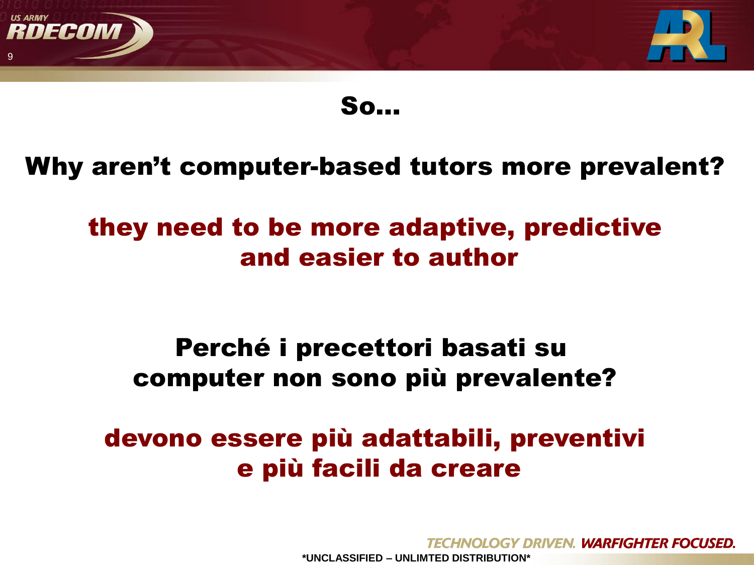# So…

**Why aren't computer-based tutors more prevalent?**

**they need to be more adaptive, predictive and easier to author**

**Perché i precettori basati su computer non sono più prevalente?**

**devono essere più adattabili, preventivi e più facili da creare**

TECHNOLOGY DRIVEN. WARFIGHTER FOCUSED.

*UNCLASSIFIED – UNLIMTED DISTRIBUTION*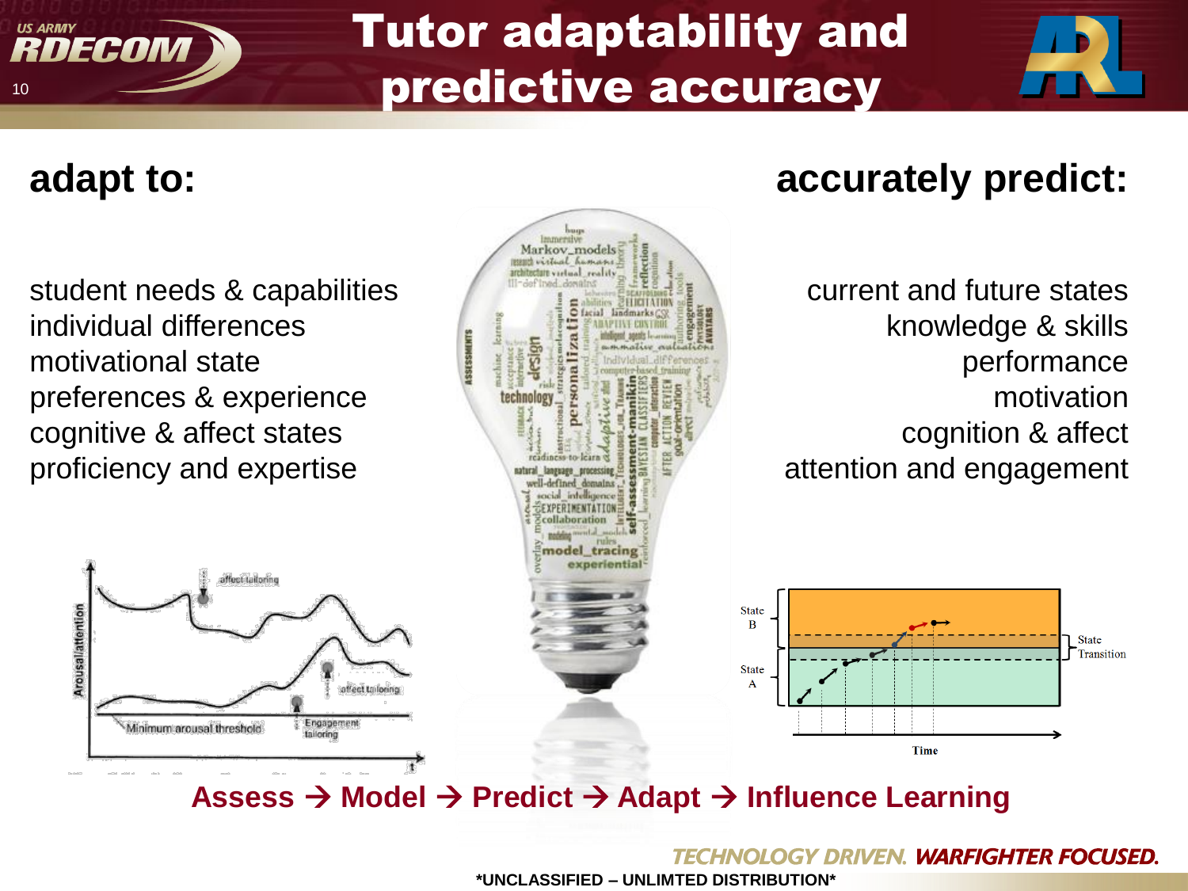# Tutor adaptability and predictive accuracy

## adapt to:

student needs & capabilities
individual differences
motivational state
preferences & experience
cognitive & affect states
proficiency and expertise

## accurately predict:

current and future states
knowledge & skills
performance
motivation
cognition & affect
attention and engagement

**Assess → Model → Predict → Adapt → Influence Learning**

*UNCLASSIFIED – UNLIMTED DISTRIBUTION*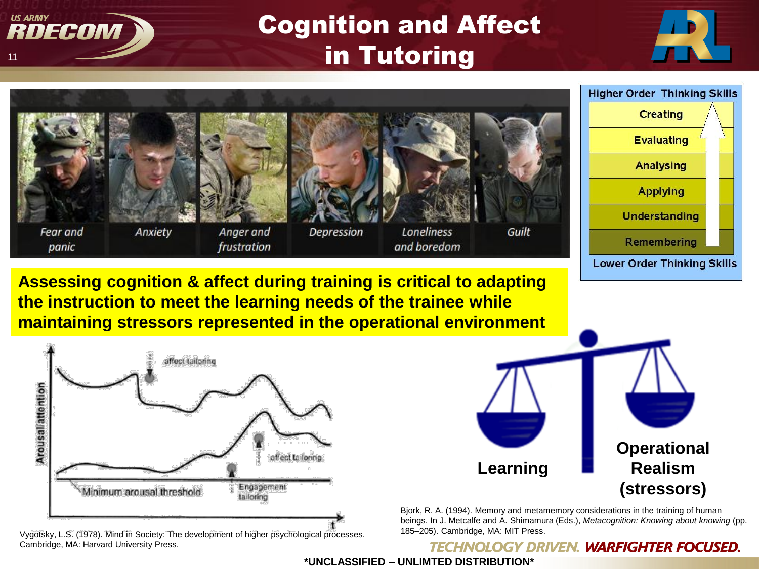# Cognition and Affect in Tutoring

Fear and panic | Anxiety | Anger and frustration | Depression | Loneliness and boredom | Guilt

**Higher Order Thinking Skills**

- Creating
- Evaluating
- Analysing
- Applying
- Understanding
- Remembering

**Lower Order Thinking Skills**

**Assessing cognition & affect during training is critical to adapting the instruction to meet the learning needs of the trainee while maintaining stressors represented in the operational environment**

Arousal/attention — affect tailoring — affect tailoring — Engagement tailoring — Minimum arousal threshold — t

Vygotsky, L.S. (1978). Mind in Society: The development of higher psychological processes. Cambridge, MA: Harvard University Press.

**Learning** — **Operational Realism (stressors)**

Bjork, R. A. (1994). Memory and metamemory considerations in the training of human beings. In J. Metcalfe and A. Shimamura (Eds.), *Metacognition: Knowing about knowing* (pp. 185–205). Cambridge, MA: MIT Press.

TECHNOLOGY DRIVEN. WARFIGHTER FOCUSED.

**\*UNCLASSIFIED – UNLIMTED DISTRIBUTION\***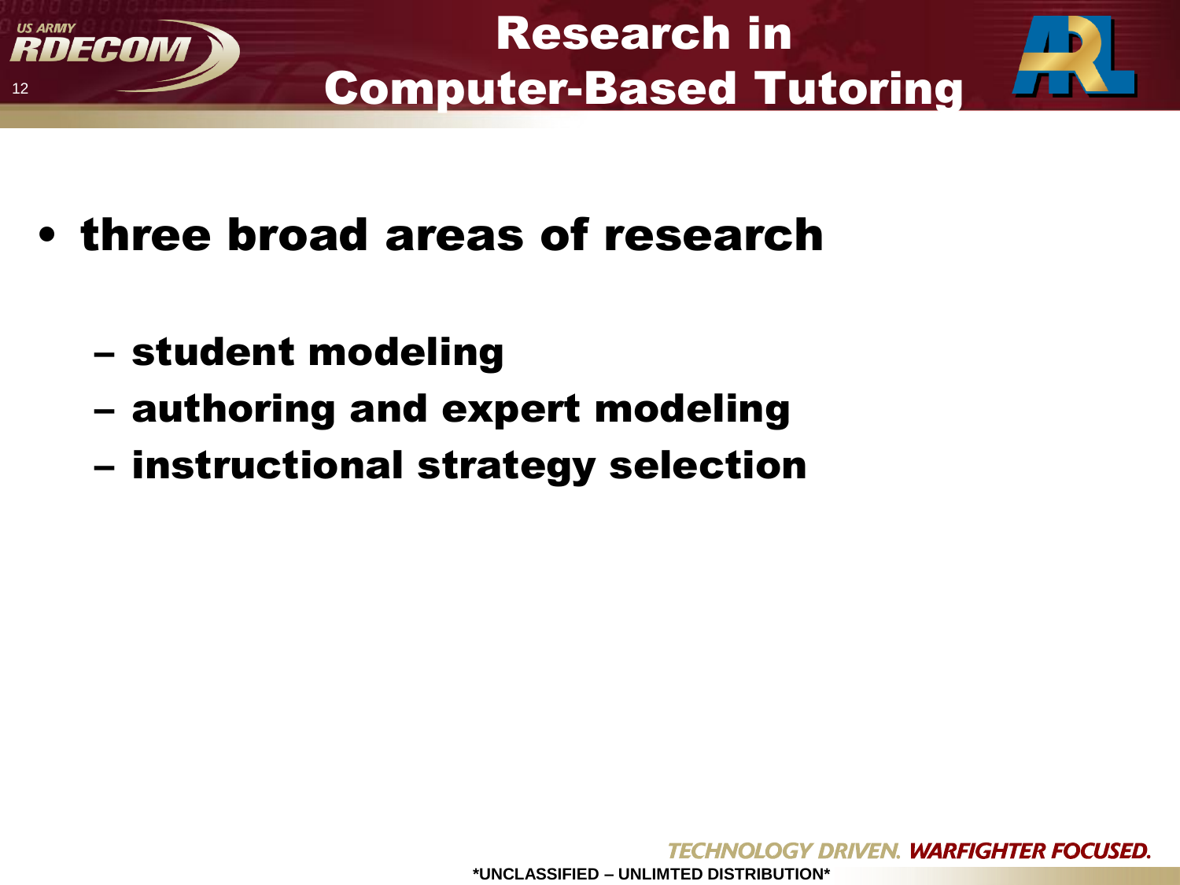# Research in Computer-Based Tutoring

- three broad areas of research
  - student modeling
  - authoring and expert modeling
  - instructional strategy selection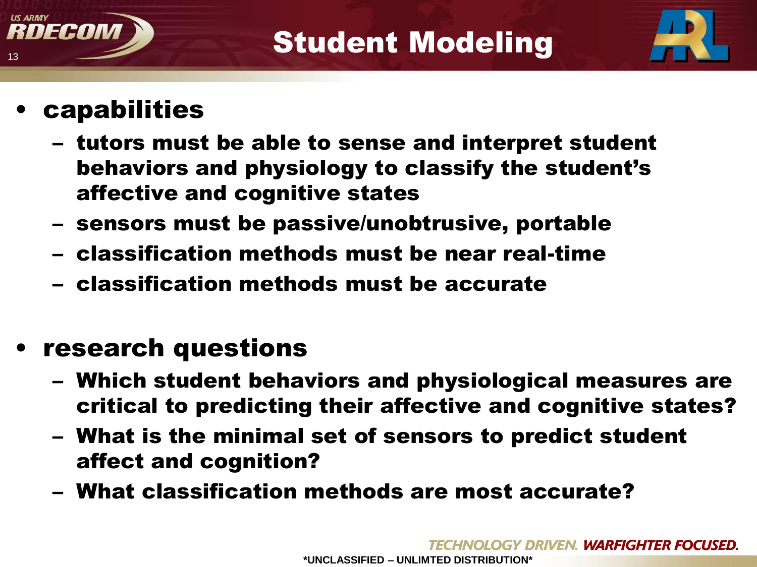# Student Modeling

- **capabilities**
  - tutors must be able to sense and interpret student behaviors and physiology to classify the student's affective and cognitive states
  - sensors must be passive/unobtrusive, portable
  - classification methods must be near real-time
  - classification methods must be accurate

- **research questions**
  - Which student behaviors and physiological measures are critical to predicting their affective and cognitive states?
  - What is the minimal set of sensors to predict student affect and cognition?
  - What classification methods are most accurate?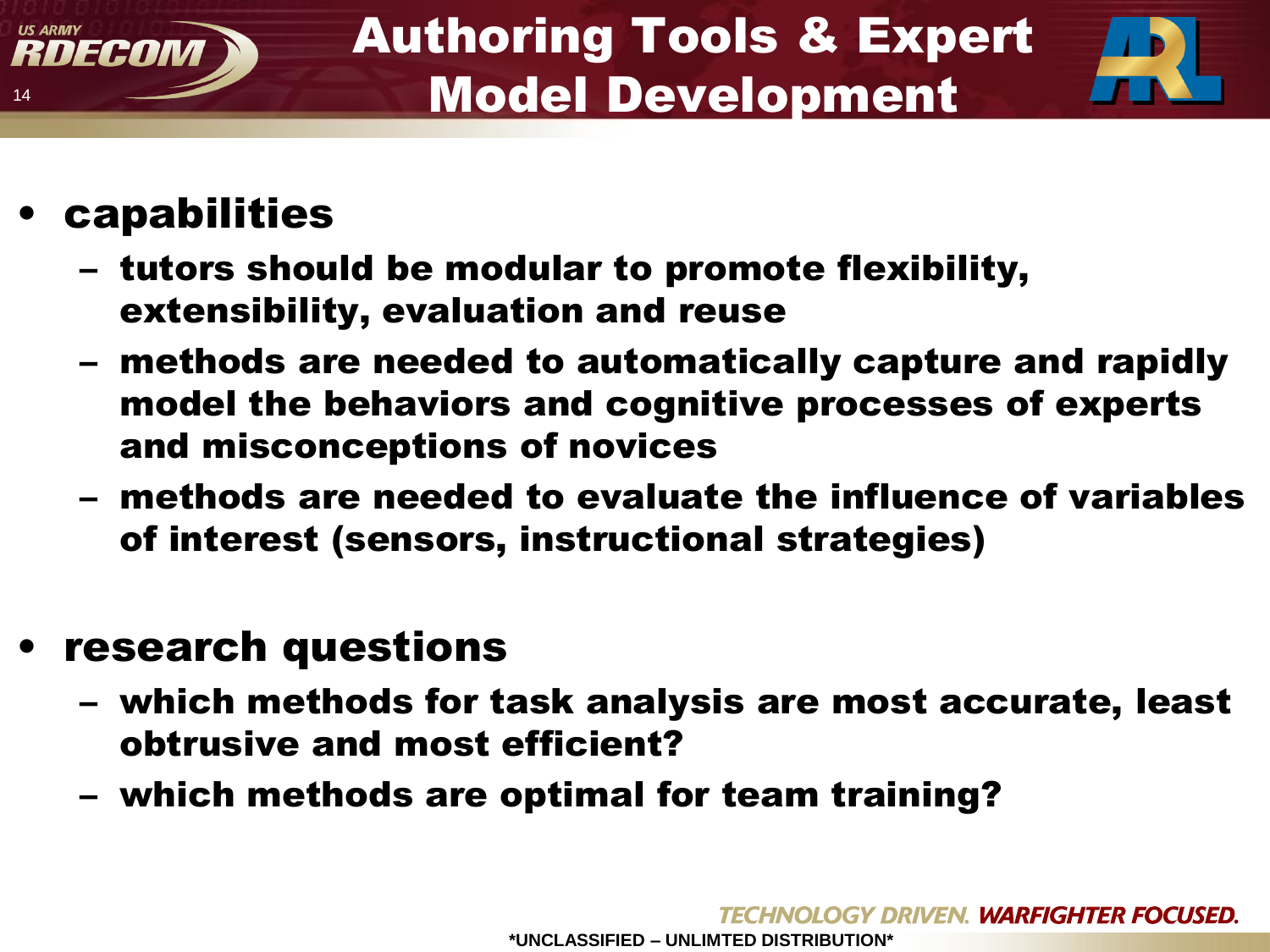# Authoring Tools & Expert Model Development

- **capabilities**
  - **tutors should be modular to promote flexibility, extensibility, evaluation and reuse**
  - **methods are needed to automatically capture and rapidly model the behaviors and cognitive processes of experts and misconceptions of novices**
  - **methods are needed to evaluate the influence of variables of interest (sensors, instructional strategies)**

- **research questions**
  - **which methods for task analysis are most accurate, least obtrusive and most efficient?**
  - **which methods are optimal for team training?**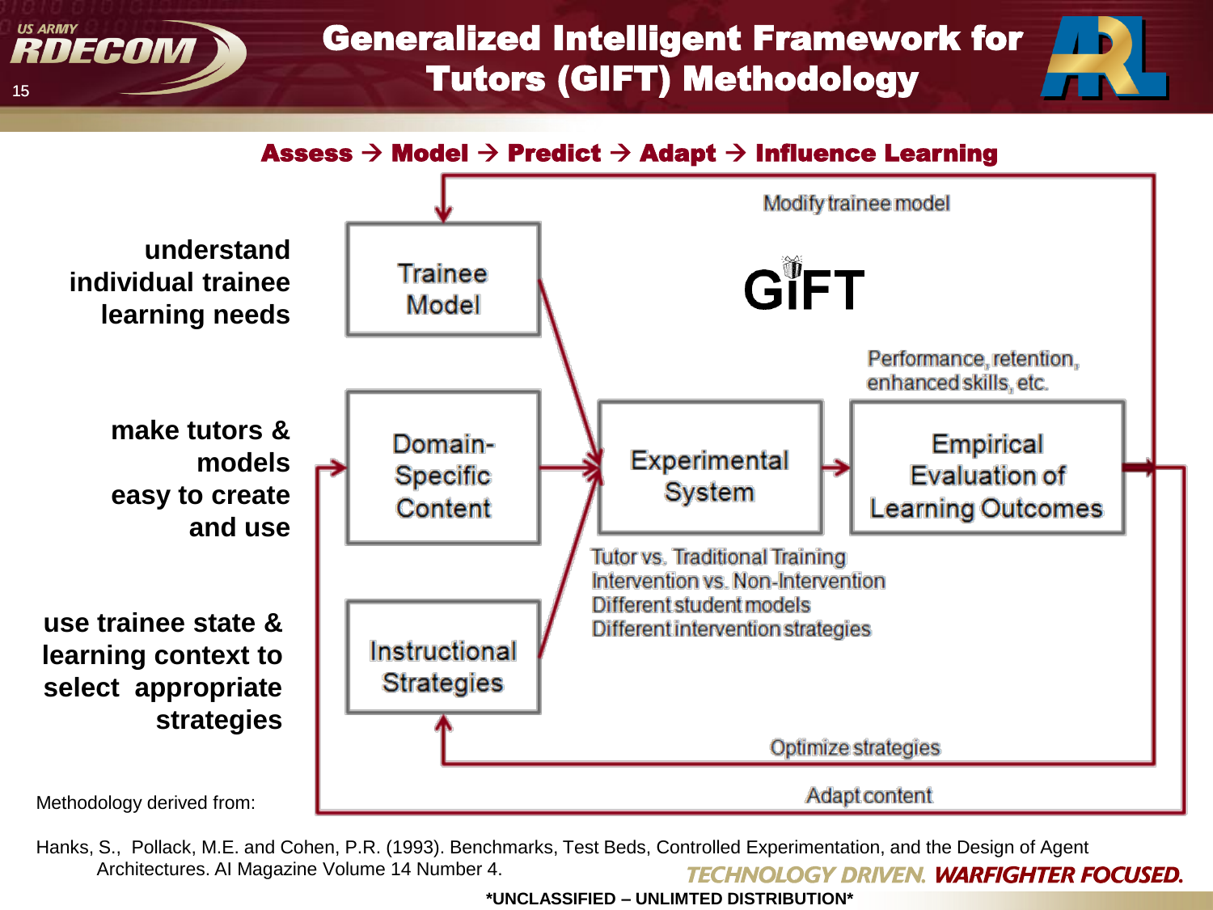# Generalized Intelligent Framework for Tutors (GIFT) Methodology

**Assess → Model → Predict → Adapt → Influence Learning**

**understand individual trainee learning needs**

**make tutors & models easy to create and use**

**use trainee state & learning context to select appropriate strategies**

Modify trainee model

GIFT

Trainee Model

Domain-Specific Content

Instructional Strategies

Experimental System

Performance, retention, enhanced skills, etc.

Empirical Evaluation of Learning Outcomes

Tutor vs. Traditional Training
Intervention vs. Non-Intervention
Different student models
Different intervention strategies

Optimize strategies

Adapt content

Methodology derived from:

Hanks, S., Pollack, M.E. and Cohen, P.R. (1993). Benchmarks, Test Beds, Controlled Experimentation, and the Design of Agent Architectures. AI Magazine Volume 14 Number 4.

*UNCLASSIFIED – UNLIMTED DISTRIBUTION*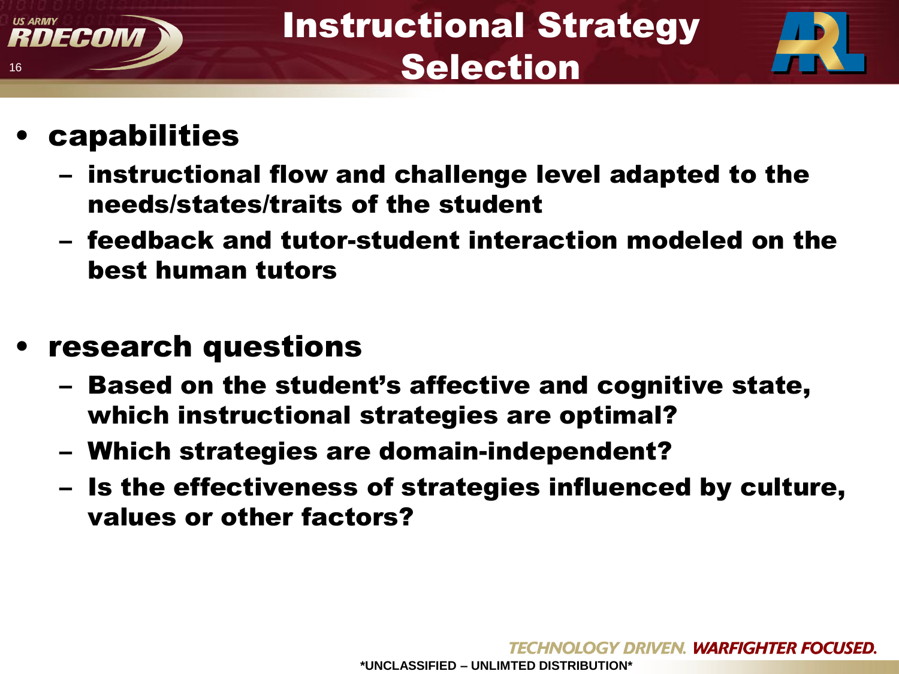# Instructional Strategy Selection

- **capabilities**
  - **instructional flow and challenge level adapted to the needs/states/traits of the student**
  - **feedback and tutor-student interaction modeled on the best human tutors**

- **research questions**
  - **Based on the student's affective and cognitive state, which instructional strategies are optimal?**
  - **Which strategies are domain-independent?**
  - **Is the effectiveness of strategies influenced by culture, values or other factors?**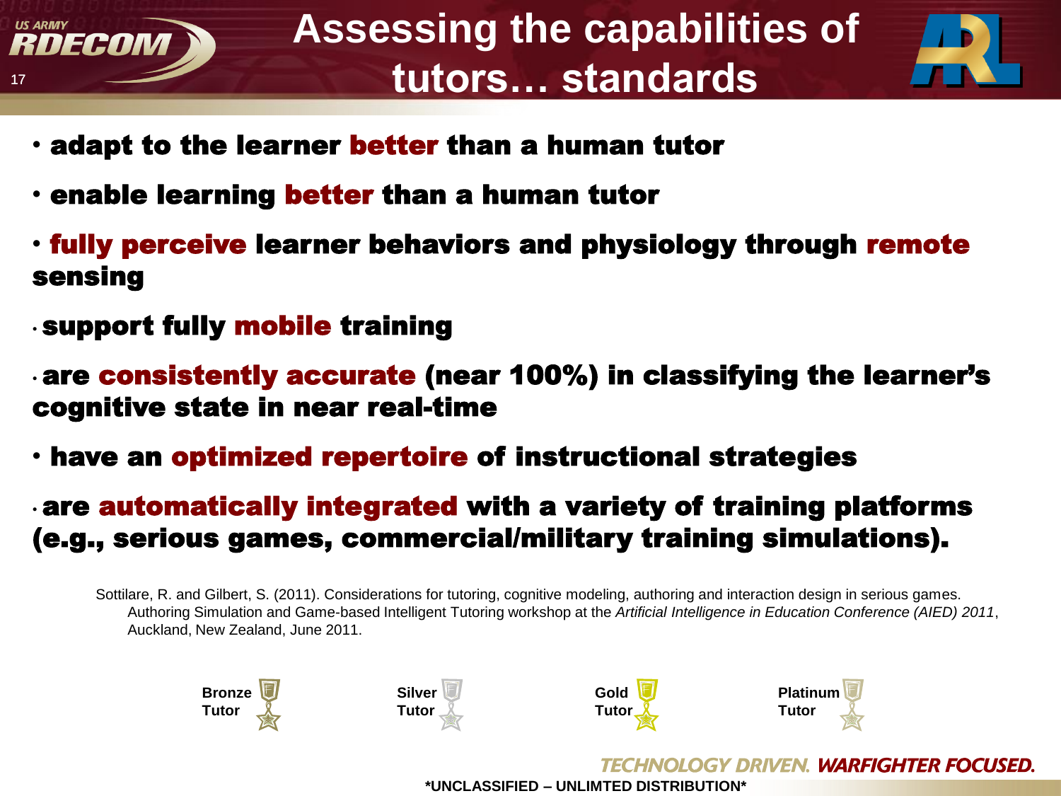# Assessing the capabilities of tutors… standards

- **adapt to the learner better than a human tutor**
- **enable learning better than a human tutor**
- **fully perceive learner behaviors and physiology through remote sensing**
- **support fully mobile training**
- **are consistently accurate (near 100%) in classifying the learner's cognitive state in near real-time**
- **have an optimized repertoire of instructional strategies**
- **are automatically integrated with a variety of training platforms (e.g., serious games, commercial/military training simulations).**

Sottilare, R. and Gilbert, S. (2011). Considerations for tutoring, cognitive modeling, authoring and interaction design in serious games. Authoring Simulation and Game-based Intelligent Tutoring workshop at the *Artificial Intelligence in Education Conference (AIED) 2011*, Auckland, New Zealand, June 2011.

**Bronze Tutor** **Silver Tutor** **Gold Tutor** **Platinum Tutor**

TECHNOLOGY DRIVEN. WARFIGHTER FOCUSED.

\*UNCLASSIFIED – UNLIMTED DISTRIBUTION\*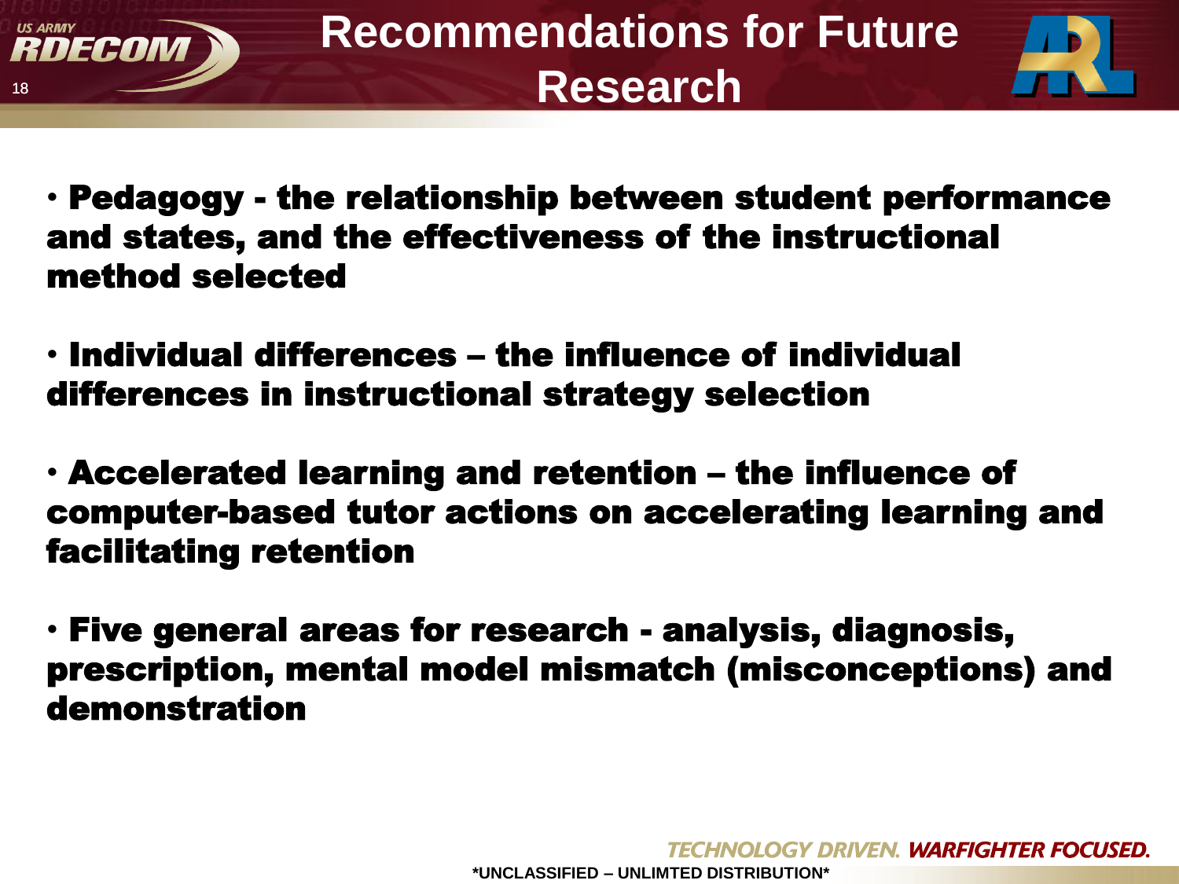# Recommendations for Future Research

- **Pedagogy - the relationship between student performance and states, and the effectiveness of the instructional method selected**

- **Individual differences – the influence of individual differences in instructional strategy selection**

- **Accelerated learning and retention – the influence of computer-based tutor actions on accelerating learning and facilitating retention**

- **Five general areas for research - analysis, diagnosis, prescription, mental model mismatch (misconceptions) and demonstration**

*UNCLASSIFIED – UNLIMTED DISTRIBUTION*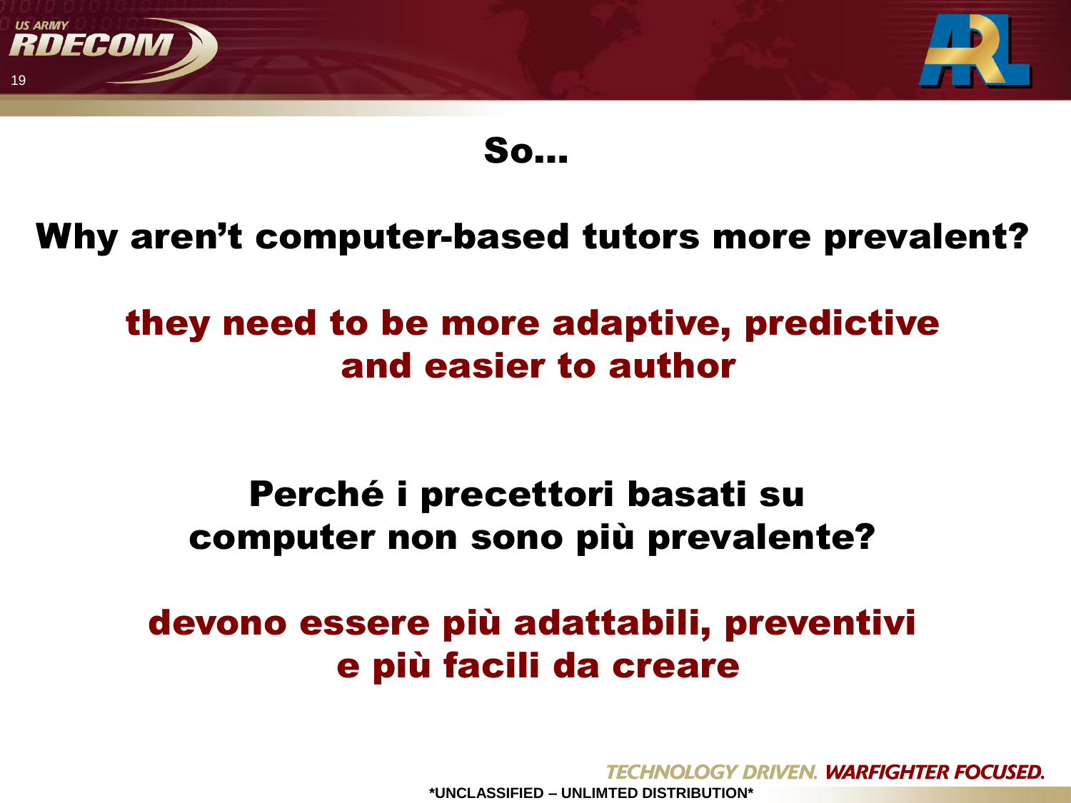# So…

## Why aren't computer-based tutors more prevalent?

**they need to be more adaptive, predictive and easier to author**

## Perché i precettori basati su computer non sono più prevalente?

**devono essere più adattabili, preventivi e più facili da creare**

TECHNOLOGY DRIVEN. WARFIGHTER FOCUSED.

*UNCLASSIFIED – UNLIMTED DISTRIBUTION*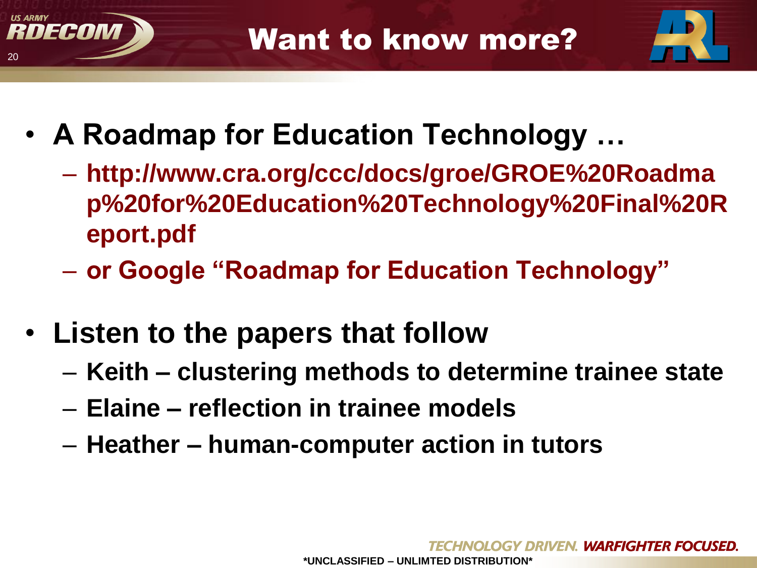# Want to know more?

- **A Roadmap for Education Technology …**
  - **http://www.cra.org/ccc/docs/groe/GROE%20Roadmap%20for%20Education%20Technology%20Final%20Report.pdf**
  - **or Google "Roadmap for Education Technology"**
- **Listen to the papers that follow**
  - **Keith – clustering methods to determine trainee state**
  - **Elaine – reflection in trainee models**
  - **Heather – human-computer action in tutors**

*UNCLASSIFIED – UNLIMTED DISTRIBUTION*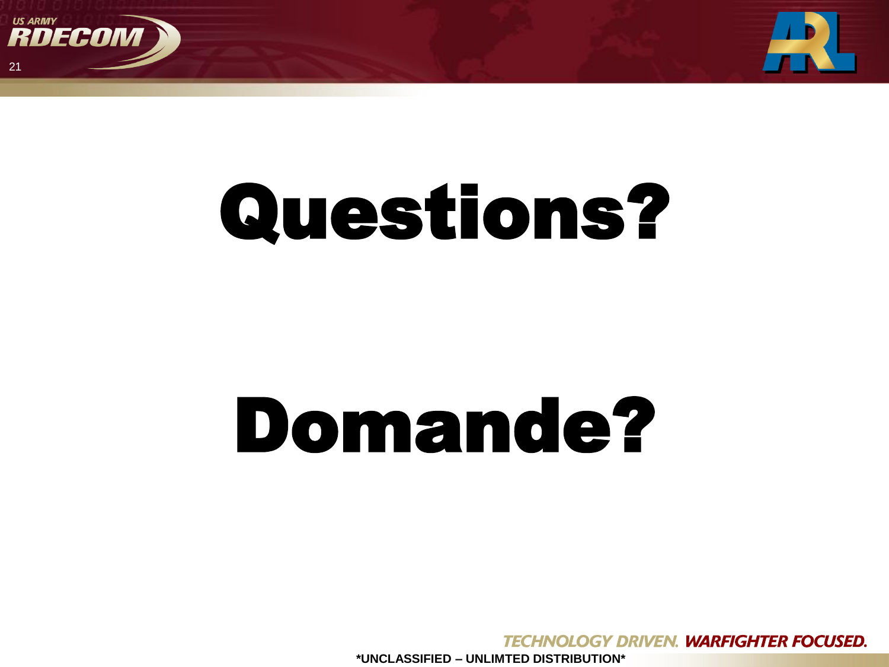# Questions?

# Domande?

TECHNOLOGY DRIVEN. WARFIGHTER FOCUSED.

*UNCLASSIFIED – UNLIMTED DISTRIBUTION*